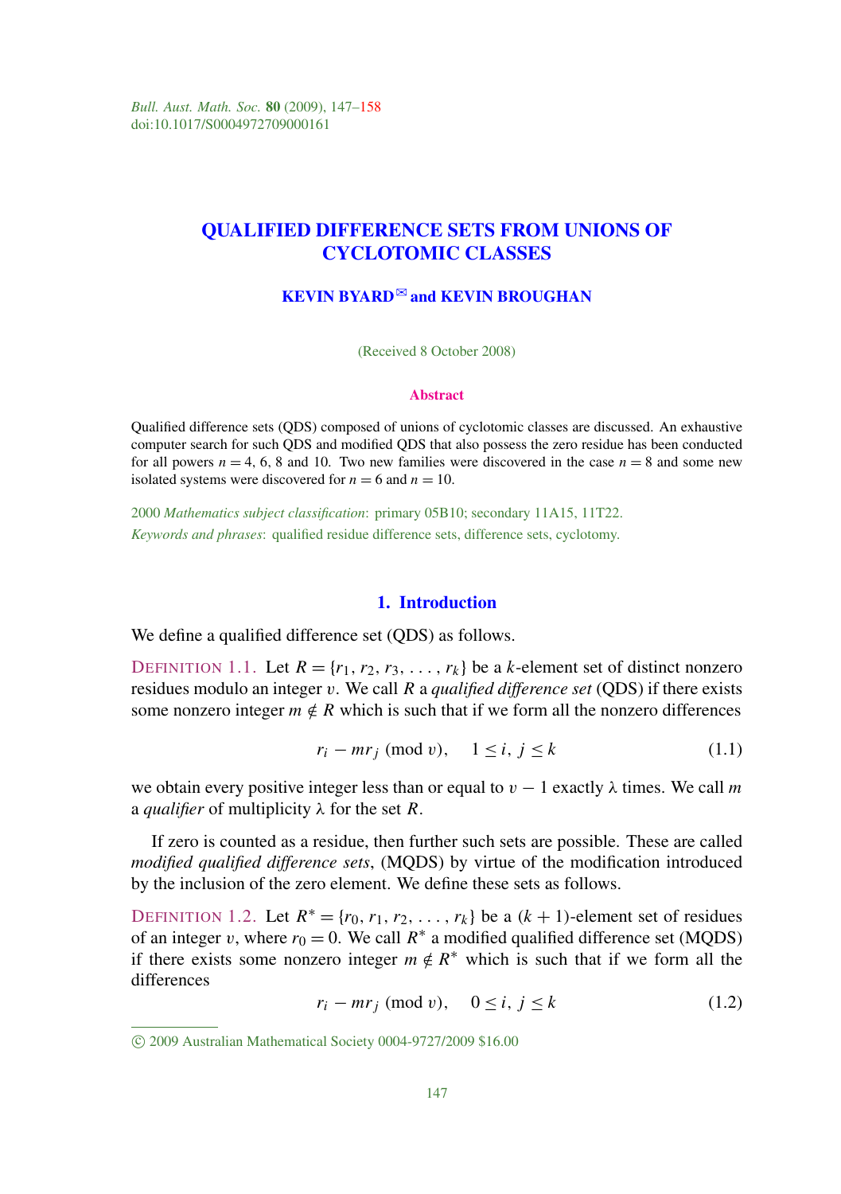# QUALIFIED DIFFERENCE SETS FROM UNIONS OF CYCLOTOMIC CLASSES

**KEVIN BYARD✉ and KEVIN BROUGHAN**

(Received 8 October 2008)

## Abstract

Qualified difference sets (QDS) composed of unions of cyclotomic classes are discussed. An exhaustive computer search for such QDS and modified QDS that also possess the zero residue has been conducted for all powers $n = 4$, 6, 8 and 10. Two new families were discovered in the case $n = 8$ and some new isolated systems were discovered for $n = 6$ and $n = 10$.

2000 *Mathematics subject classification*: primary 05B10; secondary 11A15, 11T22.

*Keywords and phrases*: qualified residue difference sets, difference sets, cyclotomy.

## 1. Introduction

We define a qualified difference set (QDS) as follows.

DEFINITION 1.1. Let $R = \{r_1, r_2, r_3, \ldots, r_k\}$ be a $k$-element set of distinct nonzero residues modulo an integer $v$. We call $R$ a *qualified difference set* (QDS) if there exists some nonzero integer $m \notin R$ which is such that if we form all the nonzero differences

$$r_i - mr_j \pmod{v}, \quad 1 \le i, j \le k \tag{1.1}$$

we obtain every positive integer less than or equal to $v - 1$ exactly $\lambda$ times. We call $m$ a *qualifier* of multiplicity $\lambda$ for the set $R$.

If zero is counted as a residue, then further such sets are possible. These are called *modified qualified difference sets*, (MQDS) by virtue of the modification introduced by the inclusion of the zero element. We define these sets as follows.

DEFINITION 1.2. Let $R^* = \{r_0, r_1, r_2, \ldots, r_k\}$ be a $(k + 1)$-element set of residues of an integer $v$, where $r_0 = 0$. We call $R^*$ a modified qualified difference set (MQDS) if there exists some nonzero integer $m \notin R^*$ which is such that if we form all the differences

$$r_i - mr_j \pmod{v}, \quad 0 \le i, j \le k \tag{1.2}$$

© 2009 Australian Mathematical Society 0004-9727/2009 $16.00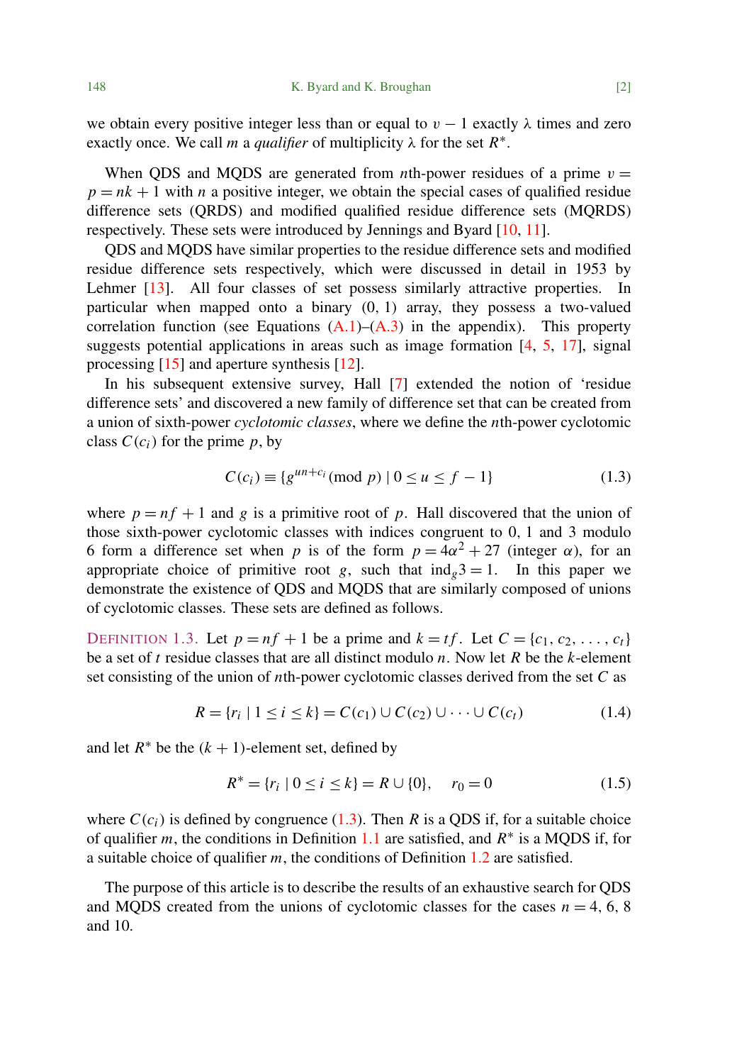we obtain every positive integer less than or equal to $v - 1$ exactly $\lambda$ times and zero exactly once. We call $m$ a *qualifier* of multiplicity $\lambda$ for the set $R^*$.

When QDS and MQDS are generated from $n$th-power residues of a prime $v = p = nk + 1$ with $n$ a positive integer, we obtain the special cases of qualified residue difference sets (QRDS) and modified qualified residue difference sets (MQRDS) respectively. These sets were introduced by Jennings and Byard [10, 11].

QDS and MQDS have similar properties to the residue difference sets and modified residue difference sets respectively, which were discussed in detail in 1953 by Lehmer [13]. All four classes of set possess similarly attractive properties. In particular when mapped onto a binary (0, 1) array, they possess a two-valued correlation function (see Equations (A.1)–(A.3) in the appendix). This property suggests potential applications in areas such as image formation [4, 5, 17], signal processing [15] and aperture synthesis [12].

In his subsequent extensive survey, Hall [7] extended the notion of 'residue difference sets' and discovered a new family of difference set that can be created from a union of sixth-power *cyclotomic classes*, where we define the $n$th-power cyclotomic class $C(c_i)$ for the prime $p$, by

$$C(c_i) \equiv \{g^{un+c_i} (\text{mod } p) \mid 0 \le u \le f - 1\} \tag{1.3}$$

where $p = nf + 1$ and $g$ is a primitive root of $p$. Hall discovered that the union of those sixth-power cyclotomic classes with indices congruent to 0, 1 and 3 modulo 6 form a difference set when $p$ is of the form $p = 4\alpha^2 + 27$ (integer $\alpha$), for an appropriate choice of primitive root $g$, such that $\text{ind}_g 3 = 1$. In this paper we demonstrate the existence of QDS and MQDS that are similarly composed of unions of cyclotomic classes. These sets are defined as follows.

DEFINITION 1.3. Let $p = nf + 1$ be a prime and $k = tf$. Let $C = \{c_1, c_2, \ldots, c_t\}$ be a set of $t$ residue classes that are all distinct modulo $n$. Now let $R$ be the $k$-element set consisting of the union of $n$th-power cyclotomic classes derived from the set $C$ as

$$R = \{r_i \mid 1 \le i \le k\} = C(c_1) \cup C(c_2) \cup \cdots \cup C(c_t) \tag{1.4}$$

and let $R^*$ be the $(k + 1)$-element set, defined by

$$R^* = \{r_i \mid 0 \le i \le k\} = R \cup \{0\}, \quad r_0 = 0 \tag{1.5}$$

where $C(c_i)$ is defined by congruence (1.3). Then $R$ is a QDS if, for a suitable choice of qualifier $m$, the conditions in Definition 1.1 are satisfied, and $R^*$ is a MQDS if, for a suitable choice of qualifier $m$, the conditions of Definition 1.2 are satisfied.

The purpose of this article is to describe the results of an exhaustive search for QDS and MQDS created from the unions of cyclotomic classes for the cases $n = 4$, 6, 8 and 10.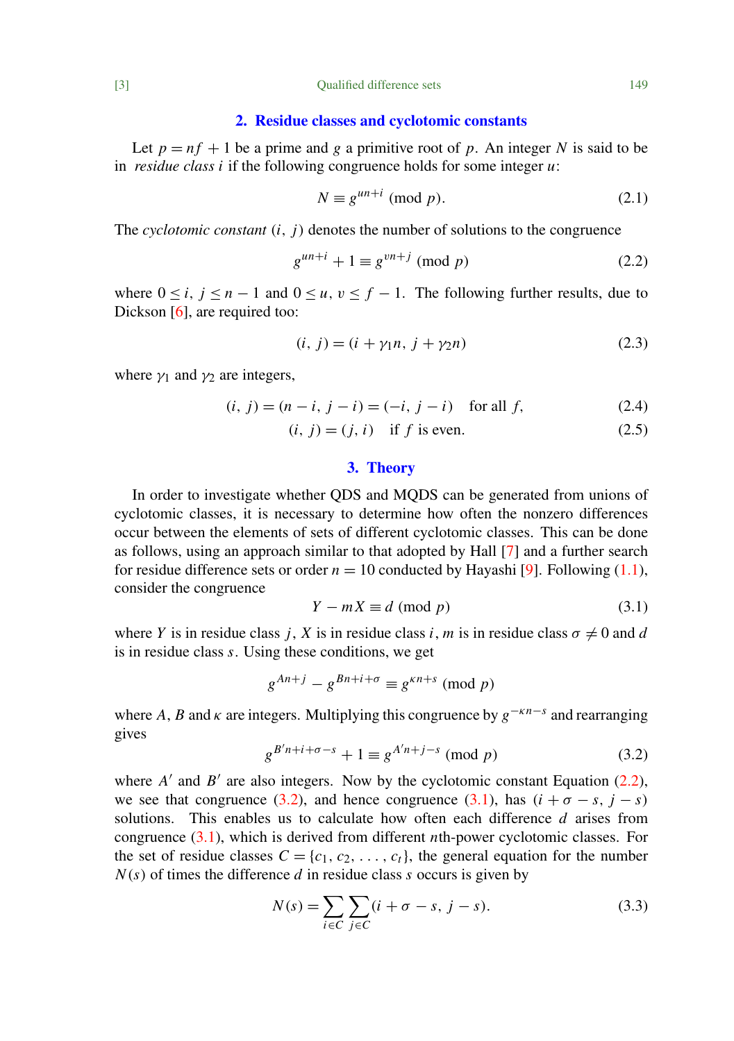## 2. Residue classes and cyclotomic constants

Let $p = nf + 1$ be a prime and $g$ a primitive root of $p$. An integer $N$ is said to be in *residue class* $i$ if the following congruence holds for some integer $u$:

$$N \equiv g^{un+i} \pmod{p}. \tag{2.1}$$

The *cyclotomic constant* $(i, j)$ denotes the number of solutions to the congruence

$$g^{un+i} + 1 \equiv g^{vn+j} \pmod{p} \tag{2.2}$$

where $0 \le i, j \le n-1$ and $0 \le u, v \le f-1$. The following further results, due to Dickson [6], are required too:

$$(i, j) = (i + \gamma_1 n, j + \gamma_2 n) \tag{2.3}$$

where $\gamma_1$ and $\gamma_2$ are integers,

$$(i, j) = (n - i, j - i) = (-i, j - i) \quad \text{for all } f, \tag{2.4}$$

$$(i, j) = (j, i) \quad \text{if } f \text{ is even}. \tag{2.5}$$

## 3. Theory

In order to investigate whether QDS and MQDS can be generated from unions of cyclotomic classes, it is necessary to determine how often the nonzero differences occur between the elements of sets of different cyclotomic classes. This can be done as follows, using an approach similar to that adopted by Hall [7] and a further search for residue difference sets or order $n = 10$ conducted by Hayashi [9]. Following (1.1), consider the congruence

$$Y - mX \equiv d \pmod{p} \tag{3.1}$$

where $Y$ is in residue class $j$, $X$ is in residue class $i$, $m$ is in residue class $\sigma \neq 0$ and $d$ is in residue class $s$. Using these conditions, we get

$$g^{An+j} - g^{Bn+i+\sigma} \equiv g^{\kappa n+s} \pmod{p}$$

where $A$, $B$ and $\kappa$ are integers. Multiplying this congruence by $g^{-\kappa n - s}$ and rearranging gives

$$g^{B'n+i+\sigma-s} + 1 \equiv g^{A'n+j-s} \pmod{p} \tag{3.2}$$

where $A'$ and $B'$ are also integers. Now by the cyclotomic constant Equation (2.2), we see that congruence (3.2), and hence congruence (3.1), has $(i + \sigma - s, j - s)$ solutions. This enables us to calculate how often each difference $d$ arises from congruence (3.1), which is derived from different $n$th-power cyclotomic classes. For the set of residue classes $C = \{c_1, c_2, \ldots, c_t\}$, the general equation for the number $N(s)$ of times the difference $d$ in residue class $s$ occurs is given by

$$N(s) = \sum_{i \in C} \sum_{j \in C} (i + \sigma - s, j - s). \tag{3.3}$$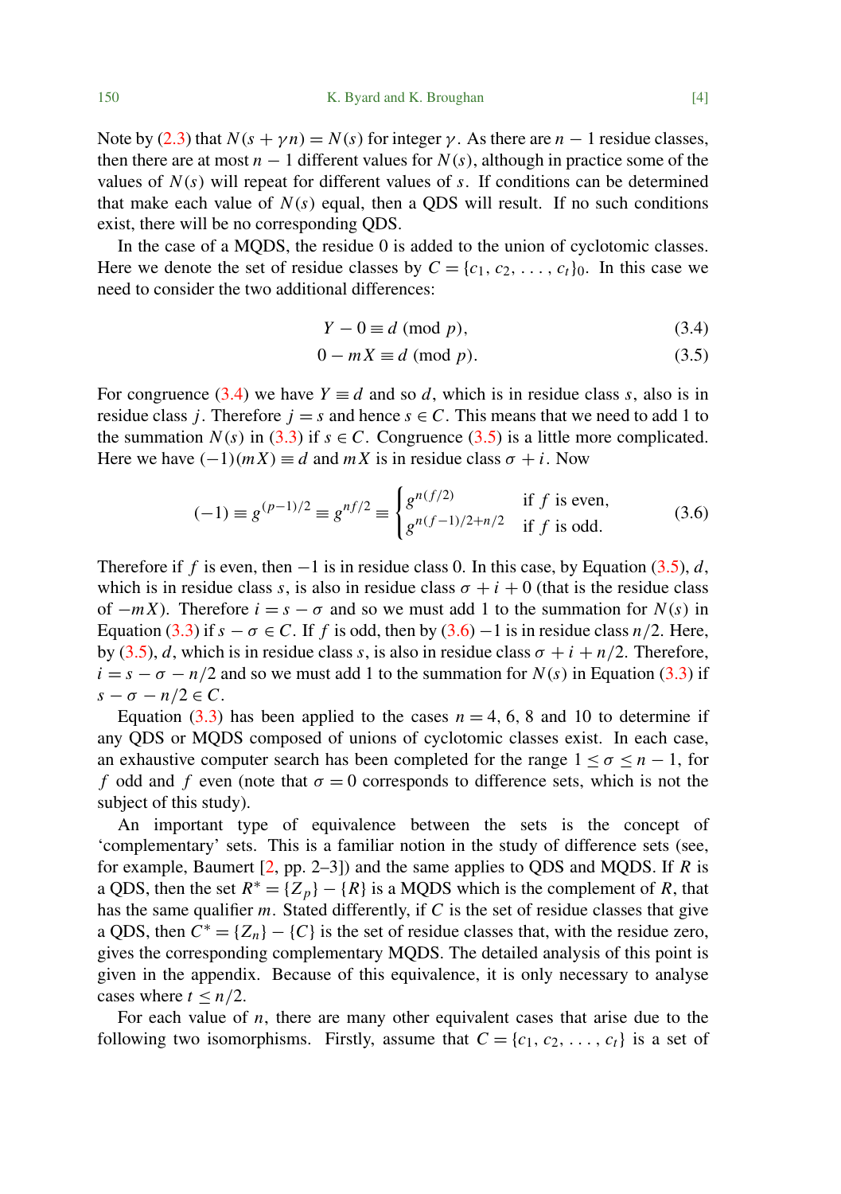Note by (2.3) that $N(s + \gamma n) = N(s)$ for integer $\gamma$. As there are $n - 1$ residue classes, then there are at most $n - 1$ different values for $N(s)$, although in practice some of the values of $N(s)$ will repeat for different values of $s$. If conditions can be determined that make each value of $N(s)$ equal, then a QDS will result. If no such conditions exist, there will be no corresponding QDS.

In the case of a MQDS, the residue 0 is added to the union of cyclotomic classes. Here we denote the set of residue classes by $C = \{c_1, c_2, \ldots, c_t\}_0$. In this case we need to consider the two additional differences:

$$Y - 0 \equiv d \pmod{p}, \tag{3.4}$$

$$0 - mX \equiv d \pmod{p}. \tag{3.5}$$

For congruence (3.4) we have $Y \equiv d$ and so $d$, which is in residue class $s$, also is in residue class $j$. Therefore $j = s$ and hence $s \in C$. This means that we need to add 1 to the summation $N(s)$ in (3.3) if $s \in C$. Congruence (3.5) is a little more complicated. Here we have $(-1)(mX) \equiv d$ and $mX$ is in residue class $\sigma + i$. Now

$$(-1) \equiv g^{(p-1)/2} \equiv g^{nf/2} \equiv \begin{cases} g^{n(f/2)} & \text{if } f \text{ is even,} \\ g^{n(f-1)/2+n/2} & \text{if } f \text{ is odd.} \end{cases} \tag{3.6}$$

Therefore if $f$ is even, then $-1$ is in residue class 0. In this case, by Equation (3.5), $d$, which is in residue class $s$, is also in residue class $\sigma + i + 0$ (that is the residue class of $-mX$). Therefore $i = s - \sigma$ and so we must add 1 to the summation for $N(s)$ in Equation (3.3) if $s - \sigma \in C$. If $f$ is odd, then by (3.6) $-1$ is in residue class $n/2$. Here, by (3.5), $d$, which is in residue class $s$, is also in residue class $\sigma + i + n/2$. Therefore, $i = s - \sigma - n/2$ and so we must add 1 to the summation for $N(s)$ in Equation (3.3) if $s - \sigma - n/2 \in C$.

Equation (3.3) has been applied to the cases $n = 4$, 6, 8 and 10 to determine if any QDS or MQDS composed of unions of cyclotomic classes exist. In each case, an exhaustive computer search has been completed for the range $1 \le \sigma \le n - 1$, for $f$ odd and $f$ even (note that $\sigma = 0$ corresponds to difference sets, which is not the subject of this study).

An important type of equivalence between the sets is the concept of 'complementary' sets. This is a familiar notion in the study of difference sets (see, for example, Baumert [2, pp. 2–3]) and the same applies to QDS and MQDS. If $R$ is a QDS, then the set $R^* = \{Z_p\} - \{R\}$ is a MQDS which is the complement of $R$, that has the same qualifier $m$. Stated differently, if $C$ is the set of residue classes that give a QDS, then $C^* = \{Z_n\} - \{C\}$ is the set of residue classes that, with the residue zero, gives the corresponding complementary MQDS. The detailed analysis of this point is given in the appendix. Because of this equivalence, it is only necessary to analyse cases where $t \le n/2$.

For each value of $n$, there are many other equivalent cases that arise due to the following two isomorphisms. Firstly, assume that $C = \{c_1, c_2, \ldots, c_t\}$ is a set of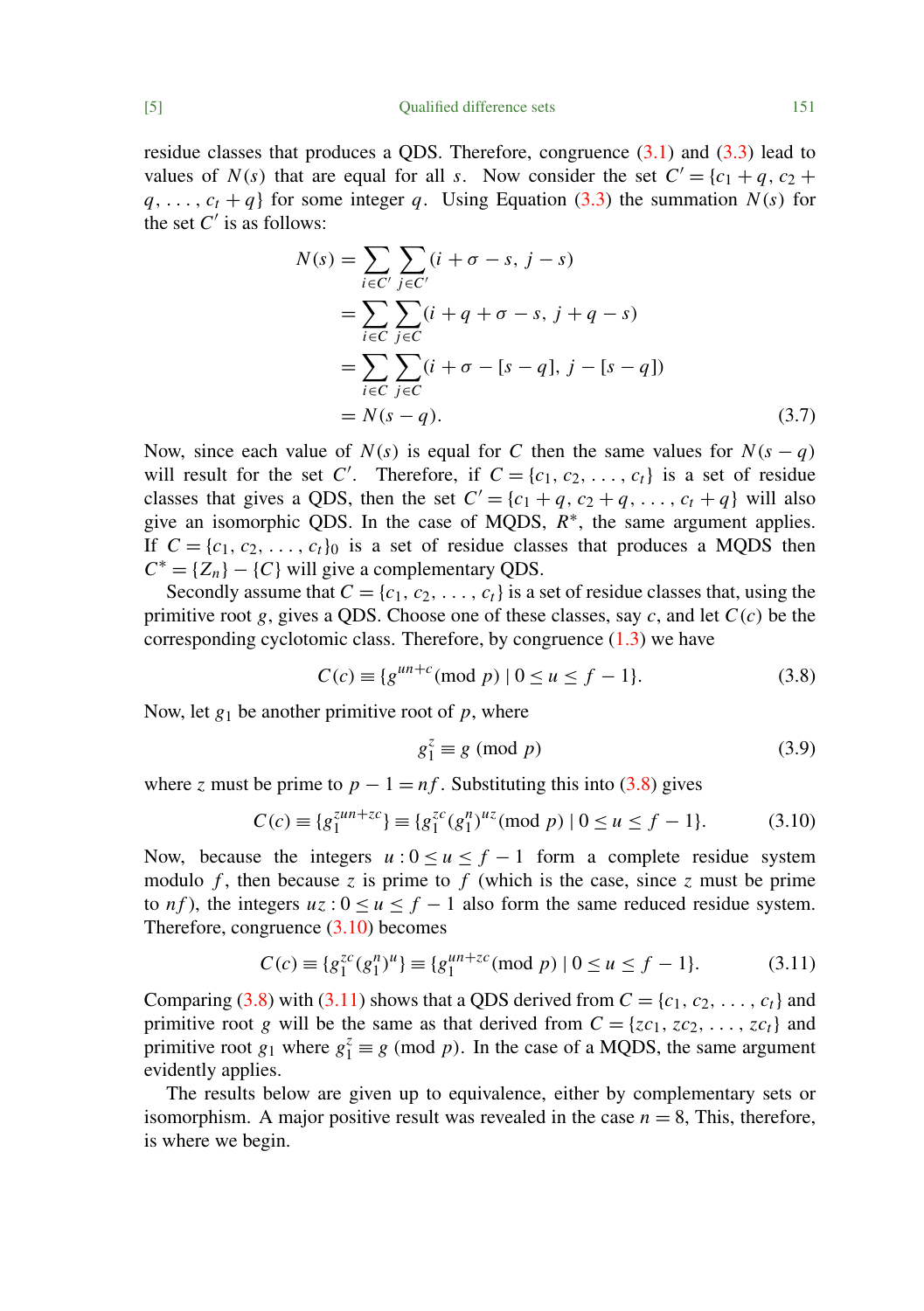residue classes that produces a QDS. Therefore, congruence (3.1) and (3.3) lead to values of $N(s)$ that are equal for all $s$. Now consider the set $C' = \{c_1 + q, c_2 + q, \ldots, c_t + q\}$ for some integer $q$. Using Equation (3.3) the summation $N(s)$ for the set $C'$ is as follows:

$$\begin{aligned} N(s) &= \sum_{i \in C'} \sum_{j \in C'} (i + \sigma - s,\, j - s) \\ &= \sum_{i \in C} \sum_{j \in C} (i + q + \sigma - s,\, j + q - s) \\ &= \sum_{i \in C} \sum_{j \in C} (i + \sigma - [s - q],\, j - [s - q]) \\ &= N(s - q). \end{aligned} \tag{3.7}$$

Now, since each value of $N(s)$ is equal for $C$ then the same values for $N(s - q)$ will result for the set $C'$. Therefore, if $C = \{c_1, c_2, \ldots, c_t\}$ is a set of residue classes that gives a QDS, then the set $C' = \{c_1 + q, c_2 + q, \ldots, c_t + q\}$ will also give an isomorphic QDS. In the case of MQDS, $R^*$, the same argument applies. If $C = \{c_1, c_2, \ldots, c_t\}_0$ is a set of residue classes that produces a MQDS then $C^* = \{Z_n\} - \{C\}$ will give a complementary QDS.

Secondly assume that $C = \{c_1, c_2, \ldots, c_t\}$ is a set of residue classes that, using the primitive root $g$, gives a QDS. Choose one of these classes, say $c$, and let $C(c)$ be the corresponding cyclotomic class. Therefore, by congruence (1.3) we have

$$C(c) \equiv \{g^{un+c} (\text{mod } p) \mid 0 \le u \le f - 1\}. \tag{3.8}$$

Now, let $g_1$ be another primitive root of $p$, where

$$g_1^z \equiv g \ (\text{mod } p) \tag{3.9}$$

where $z$ must be prime to $p - 1 = nf$. Substituting this into (3.8) gives

$$C(c) \equiv \{g_1^{zun+zc}\} \equiv \{g_1^{zc} (g_1^n)^{uz} (\text{mod } p) \mid 0 \le u \le f - 1\}. \tag{3.10}$$

Now, because the integers $u : 0 \le u \le f - 1$ form a complete residue system modulo $f$, then because $z$ is prime to $f$ (which is the case, since $z$ must be prime to $nf$), the integers $uz : 0 \le u \le f - 1$ also form the same reduced residue system. Therefore, congruence (3.10) becomes

$$C(c) \equiv \{g_1^{zc} (g_1^n)^u\} \equiv \{g_1^{un+zc} (\text{mod } p) \mid 0 \le u \le f - 1\}. \tag{3.11}$$

Comparing (3.8) with (3.11) shows that a QDS derived from $C = \{c_1, c_2, \ldots, c_t\}$ and primitive root $g$ will be the same as that derived from $C = \{zc_1, zc_2, \ldots, zc_t\}$ and primitive root $g_1$ where $g_1^z \equiv g \ (\text{mod } p)$. In the case of a MQDS, the same argument evidently applies.

The results below are given up to equivalence, either by complementary sets or isomorphism. A major positive result was revealed in the case $n = 8$, This, therefore, is where we begin.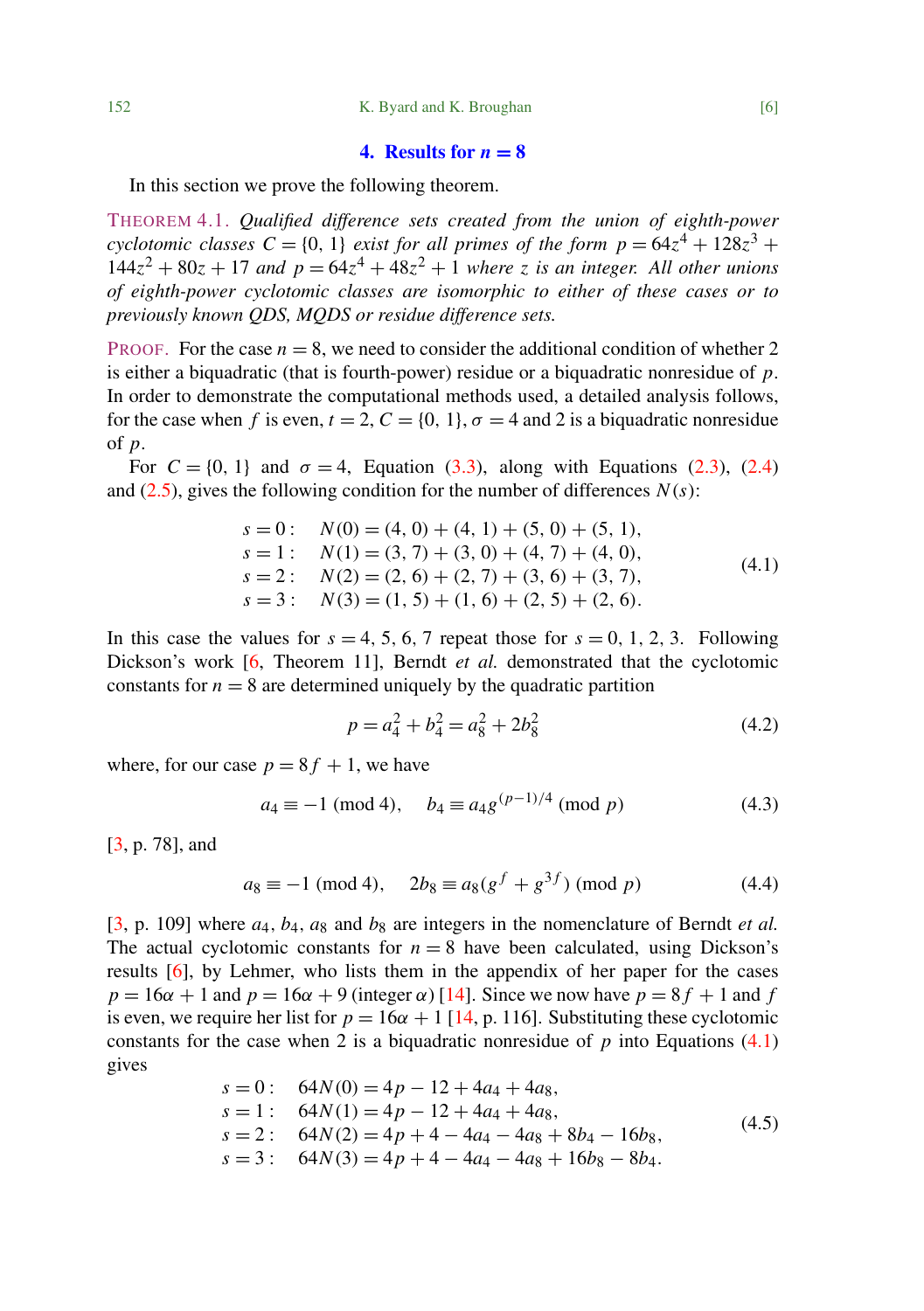## 4. Results for $n = 8$

In this section we prove the following theorem.

THEOREM 4.1. *Qualified difference sets created from the union of eighth-power cyclotomic classes $C = \{0, 1\}$ exist for all primes of the form $p = 64z^4 + 128z^3 + 144z^2 + 80z + 17$ and $p = 64z^4 + 48z^2 + 1$ where $z$ is an integer. All other unions of eighth-power cyclotomic classes are isomorphic to either of these cases or to previously known QDS, MQDS or residue difference sets.*

PROOF. For the case $n = 8$, we need to consider the additional condition of whether 2 is either a biquadratic (that is fourth-power) residue or a biquadratic nonresidue of $p$. In order to demonstrate the computational methods used, a detailed analysis follows, for the case when $f$ is even, $t = 2$, $C = \{0, 1\}$, $\sigma = 4$ and 2 is a biquadratic nonresidue of $p$.

For $C = \{0, 1\}$ and $\sigma = 4$, Equation (3.3), along with Equations (2.3), (2.4) and (2.5), gives the following condition for the number of differences $N(s)$:

$$\begin{aligned}
s = 0:&\quad N(0) = (4, 0) + (4, 1) + (5, 0) + (5, 1),\\
s = 1:&\quad N(1) = (3, 7) + (3, 0) + (4, 7) + (4, 0),\\
s = 2:&\quad N(2) = (2, 6) + (2, 7) + (3, 6) + (3, 7),\\
s = 3:&\quad N(3) = (1, 5) + (1, 6) + (2, 5) + (2, 6).
\end{aligned} \tag{4.1}$$

In this case the values for $s = 4, 5, 6, 7$ repeat those for $s = 0, 1, 2, 3$. Following Dickson's work [6, Theorem 11], Berndt *et al.* demonstrated that the cyclotomic constants for $n = 8$ are determined uniquely by the quadratic partition

$$p = a_4^2 + b_4^2 = a_8^2 + 2b_8^2 \tag{4.2}$$

where, for our case $p = 8f + 1$, we have

$$a_4 \equiv -1 \pmod 4, \qquad b_4 \equiv a_4 g^{(p-1)/4} \pmod p \tag{4.3}$$

[3, p. 78], and

$$a_8 \equiv -1 \pmod 4, \qquad 2b_8 \equiv a_8(g^f + g^{3f}) \pmod p \tag{4.4}$$

[3, p. 109] where $a_4$, $b_4$, $a_8$ and $b_8$ are integers in the nomenclature of Berndt *et al.* The actual cyclotomic constants for $n = 8$ have been calculated, using Dickson's results [6], by Lehmer, who lists them in the appendix of her paper for the cases $p = 16\alpha + 1$ and $p = 16\alpha + 9$ (integer $\alpha$) [14]. Since we now have $p = 8f + 1$ and $f$ is even, we require her list for $p = 16\alpha + 1$ [14, p. 116]. Substituting these cyclotomic constants for the case when 2 is a biquadratic nonresidue of $p$ into Equations (4.1) gives

$$\begin{aligned}
s = 0:&\quad 64N(0) = 4p - 12 + 4a_4 + 4a_8,\\
s = 1:&\quad 64N(1) = 4p - 12 + 4a_4 + 4a_8,\\
s = 2:&\quad 64N(2) = 4p + 4 - 4a_4 - 4a_8 + 8b_4 - 16b_8,\\
s = 3:&\quad 64N(3) = 4p + 4 - 4a_4 - 4a_8 + 16b_8 - 8b_4.
\end{aligned} \tag{4.5}$$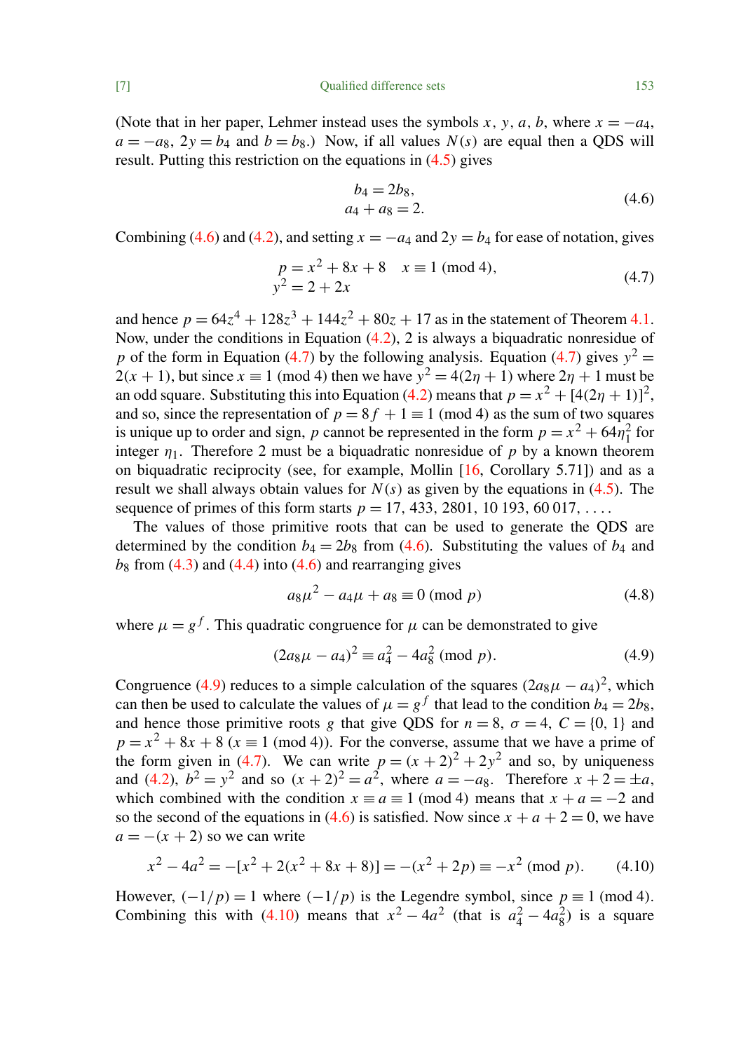(Note that in her paper, Lehmer instead uses the symbols $x$, $y$, $a$, $b$, where $x = -a_4$, $a = -a_8$, $2y = b_4$ and $b = b_8$.) Now, if all values $N(s)$ are equal then a QDS will result. Putting this restriction on the equations in (4.5) gives

$$\begin{aligned} b_4 &= 2b_8, \\ a_4 + a_8 &= 2. \end{aligned} \tag{4.6}$$

Combining (4.6) and (4.2), and setting $x = -a_4$ and $2y = b_4$ for ease of notation, gives

$$\begin{aligned} p &= x^2 + 8x + 8 \quad x \equiv 1 \pmod 4, \\ y^2 &= 2 + 2x \end{aligned} \tag{4.7}$$

and hence $p = 64z^4 + 128z^3 + 144z^2 + 80z + 17$ as in the statement of Theorem 4.1. Now, under the conditions in Equation (4.2), 2 is always a biquadratic nonresidue of $p$ of the form in Equation (4.7) by the following analysis. Equation (4.7) gives $y^2 = 2(x+1)$, but since $x \equiv 1 \pmod 4$ then we have $y^2 = 4(2\eta + 1)$ where $2\eta + 1$ must be an odd square. Substituting this into Equation (4.2) means that $p = x^2 + [4(2\eta + 1)]^2$, and so, since the representation of $p = 8f + 1 \equiv 1 \pmod 4$ as the sum of two squares is unique up to order and sign, $p$ cannot be represented in the form $p = x^2 + 64\eta_1^2$ for integer $\eta_1$. Therefore 2 must be a biquadratic nonresidue of $p$ by a known theorem on biquadratic reciprocity (see, for example, Mollin [16, Corollary 5.71]) and as a result we shall always obtain values for $N(s)$ as given by the equations in (4.5). The sequence of primes of this form starts $p = 17, 433, 2801, 10\,193, 60\,017, \ldots$.

The values of those primitive roots that can be used to generate the QDS are determined by the condition $b_4 = 2b_8$ from (4.6). Substituting the values of $b_4$ and $b_8$ from (4.3) and (4.4) into (4.6) and rearranging gives

$$a_8\mu^2 - a_4\mu + a_8 \equiv 0 \pmod p \tag{4.8}$$

where $\mu = g^f$. This quadratic congruence for $\mu$ can be demonstrated to give

$$(2a_8\mu - a_4)^2 \equiv a_4^2 - 4a_8^2 \pmod p. \tag{4.9}$$

Congruence (4.9) reduces to a simple calculation of the squares $(2a_8\mu - a_4)^2$, which can then be used to calculate the values of $\mu = g^f$ that lead to the condition $b_4 = 2b_8$, and hence those primitive roots $g$ that give QDS for $n = 8$, $\sigma = 4$, $C = \{0, 1\}$ and $p = x^2 + 8x + 8$ ($x \equiv 1 \pmod 4$). For the converse, assume that we have a prime of the form given in (4.7). We can write $p = (x+2)^2 + 2y^2$ and so, by uniqueness and (4.2), $b^2 = y^2$ and so $(x+2)^2 = a^2$, where $a = -a_8$. Therefore $x + 2 = \pm a$, which combined with the condition $x \equiv a \equiv 1 \pmod 4$ means that $x + a = -2$ and so the second of the equations in (4.6) is satisfied. Now since $x + a + 2 = 0$, we have $a = -(x+2)$ so we can write

$$x^2 - 4a^2 = -[x^2 + 2(x^2 + 8x + 8)] = -(x^2 + 2p) \equiv -x^2 \pmod p. \tag{4.10}$$

However, $(-1/p) = 1$ where $(-1/p)$ is the Legendre symbol, since $p \equiv 1 \pmod 4$. Combining this with (4.10) means that $x^2 - 4a^2$ (that is $a_4^2 - 4a_8^2$) is a square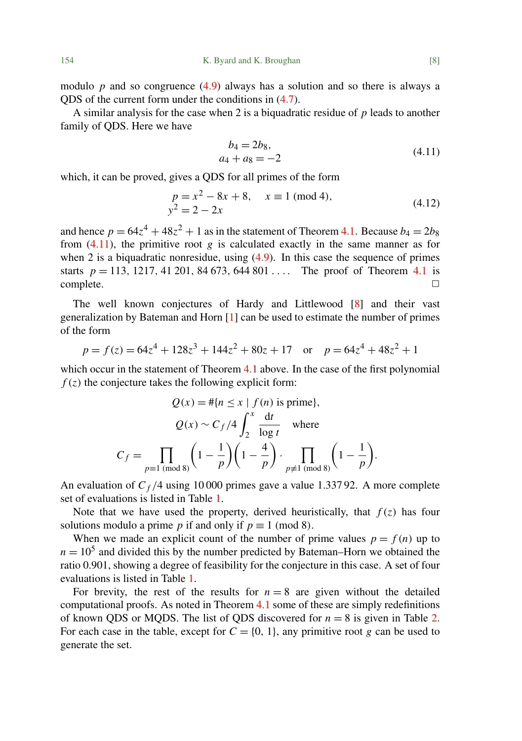modulo $p$ and so congruence (4.9) always has a solution and so there is always a QDS of the current form under the conditions in (4.7).

A similar analysis for the case when 2 is a biquadratic residue of $p$ leads to another family of QDS. Here we have

$$\begin{aligned} b_4 &= 2b_8, \\ a_4 + a_8 &= -2 \end{aligned} \tag{4.11}$$

which, it can be proved, gives a QDS for all primes of the form

$$\begin{aligned} p &= x^2 - 8x + 8, \quad x \equiv 1 \pmod 4), \\ y^2 &= 2 - 2x \end{aligned} \tag{4.12}$$

and hence $p = 64z^4 + 48z^2 + 1$ as in the statement of Theorem 4.1. Because $b_4 = 2b_8$ from (4.11), the primitive root $g$ is calculated exactly in the same manner as for when 2 is a biquadratic nonresidue, using (4.9). In this case the sequence of primes starts $p = 113, 1217, 41\,201, 84\,673, 644\,801 \ldots$. The proof of Theorem 4.1 is complete. □

The well known conjectures of Hardy and Littlewood [8] and their vast generalization by Bateman and Horn [1] can be used to estimate the number of primes of the form

$$p = f(z) = 64z^4 + 128z^3 + 144z^2 + 80z + 17 \quad \text{or} \quad p = 64z^4 + 48z^2 + 1$$

which occur in the statement of Theorem 4.1 above. In the case of the first polynomial $f(z)$ the conjecture takes the following explicit form:

$$Q(x) = \#\{n \le x \mid f(n) \text{ is prime}\},$$

$$Q(x) \sim C_f/4 \int_2^x \frac{dt}{\log t} \quad \text{where}$$

$$C_f = \prod_{p \equiv 1 \pmod 8} \left(1 - \frac{1}{p}\right)\left(1 - \frac{4}{p}\right) \cdot \prod_{p \not\equiv 1 \pmod 8} \left(1 - \frac{1}{p}\right).$$

An evaluation of $C_f/4$ using 10 000 primes gave a value 1.337 92. A more complete set of evaluations is listed in Table 1.

Note that we have used the property, derived heuristically, that $f(z)$ has four solutions modulo a prime $p$ if and only if $p \equiv 1 \pmod 8$.

When we made an explicit count of the number of prime values $p = f(n)$ up to $n = 10^5$ and divided this by the number predicted by Bateman–Horn we obtained the ratio 0.901, showing a degree of feasibility for the conjecture in this case. A set of four evaluations is listed in Table 1.

For brevity, the rest of the results for $n = 8$ are given without the detailed computational proofs. As noted in Theorem 4.1 some of these are simply redefinitions of known QDS or MQDS. The list of QDS discovered for $n = 8$ is given in Table 2. For each case in the table, except for $C = \{0, 1\}$, any primitive root $g$ can be used to generate the set.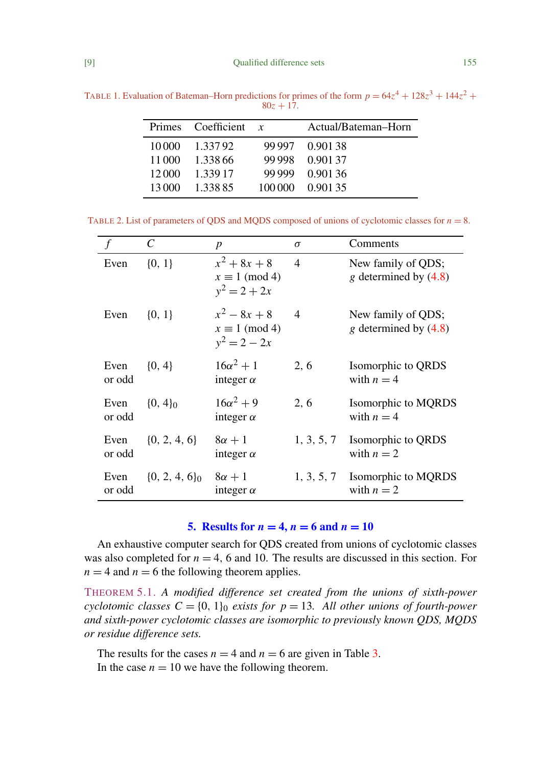TABLE 1. Evaluation of Bateman–Horn predictions for primes of the form $p = 64z^4 + 128z^3 + 144z^2 + 80z + 17$.

| Primes | Coefficient | $x$ | Actual/Bateman–Horn |
|---|---|---|---|
| 10 000 | 1.337 92 | 99 997 | 0.901 38 |
| 11 000 | 1.338 66 | 99 998 | 0.901 37 |
| 12 000 | 1.339 17 | 99 999 | 0.901 36 |
| 13 000 | 1.338 85 | 100 000 | 0.901 35 |

TABLE 2. List of parameters of QDS and MQDS composed of unions of cyclotomic classes for $n = 8$.

| $f$ | $C$ | $p$ | $\sigma$ | Comments |
|---|---|---|---|---|
| Even | $\{0, 1\}$ | $x^2 + 8x + 8$ <br> $x \equiv 1 \pmod 4$ <br> $y^2 = 2 + 2x$ | 4 | New family of QDS; <br> $g$ determined by (4.8) |
| Even | $\{0, 1\}$ | $x^2 - 8x + 8$ <br> $x \equiv 1 \pmod 4$ <br> $y^2 = 2 - 2x$ | 4 | New family of QDS; <br> $g$ determined by (4.8) |
| Even or odd | $\{0, 4\}$ | $16\alpha^2 + 1$ <br> integer $\alpha$ | 2, 6 | Isomorphic to QRDS with $n = 4$ |
| Even or odd | $\{0, 4\}_0$ | $16\alpha^2 + 9$ <br> integer $\alpha$ | 2, 6 | Isomorphic to MQRDS with $n = 4$ |
| Even or odd | $\{0, 2, 4, 6\}$ | $8\alpha + 1$ <br> integer $\alpha$ | 1, 3, 5, 7 | Isomorphic to QRDS with $n = 2$ |
| Even or odd | $\{0, 2, 4, 6\}_0$ | $8\alpha + 1$ <br> integer $\alpha$ | 1, 3, 5, 7 | Isomorphic to MQRDS with $n = 2$ |

## 5. Results for $n = 4$, $n = 6$ and $n = 10$

An exhaustive computer search for QDS created from unions of cyclotomic classes was also completed for $n = 4$, 6 and 10. The results are discussed in this section. For $n = 4$ and $n = 6$ the following theorem applies.

THEOREM 5.1. *A modified difference set created from the unions of sixth-power cyclotomic classes $C = \{0, 1\}_0$ exists for $p = 13$. All other unions of fourth-power and sixth-power cyclotomic classes are isomorphic to previously known QDS, MQDS or residue difference sets.*

The results for the cases $n = 4$ and $n = 6$ are given in Table 3.

In the case $n = 10$ we have the following theorem.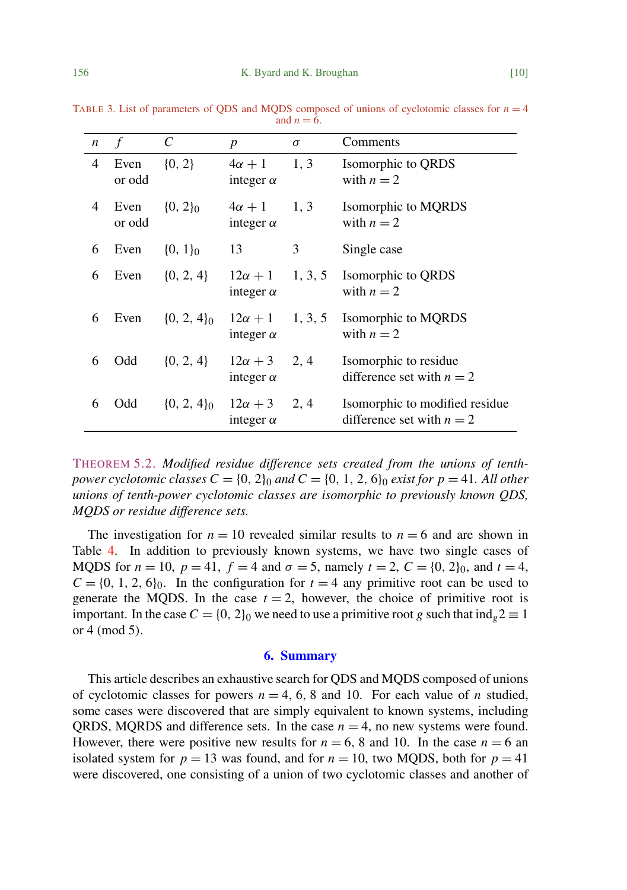TABLE 3. List of parameters of QDS and MQDS composed of unions of cyclotomic classes for $n = 4$ and $n = 6$.

| $n$ | $f$ | $C$ | $p$ | $\sigma$ | Comments |
|---|---|---|---|---|---|
| 4 | Even or odd | $\{0, 2\}$ | $4\alpha + 1$ integer $\alpha$ | 1, 3 | Isomorphic to QRDS with $n = 2$ |
| 4 | Even or odd | $\{0, 2\}_0$ | $4\alpha + 1$ integer $\alpha$ | 1, 3 | Isomorphic to MQRDS with $n = 2$ |
| 6 | Even | $\{0, 1\}_0$ | 13 | 3 | Single case |
| 6 | Even | $\{0, 2, 4\}$ | $12\alpha + 1$ integer $\alpha$ | 1, 3, 5 | Isomorphic to QRDS with $n = 2$ |
| 6 | Even | $\{0, 2, 4\}_0$ | $12\alpha + 1$ integer $\alpha$ | 1, 3, 5 | Isomorphic to MQRDS with $n = 2$ |
| 6 | Odd | $\{0, 2, 4\}$ | $12\alpha + 3$ integer $\alpha$ | 2, 4 | Isomorphic to residue difference set with $n = 2$ |
| 6 | Odd | $\{0, 2, 4\}_0$ | $12\alpha + 3$ integer $\alpha$ | 2, 4 | Isomorphic to modified residue difference set with $n = 2$ |

THEOREM 5.2. *Modified residue difference sets created from the unions of tenth-power cyclotomic classes $C = \{0, 2\}_0$ and $C = \{0, 1, 2, 6\}_0$ exist for $p = 41$. All other unions of tenth-power cyclotomic classes are isomorphic to previously known QDS, MQDS or residue difference sets.*

The investigation for $n = 10$ revealed similar results to $n = 6$ and are shown in Table 4. In addition to previously known systems, we have two single cases of MQDS for $n = 10$, $p = 41$, $f = 4$ and $\sigma = 5$, namely $t = 2$, $C = \{0, 2\}_0$, and $t = 4$, $C = \{0, 1, 2, 6\}_0$. In the configuration for $t = 4$ any primitive root can be used to generate the MQDS. In the case $t = 2$, however, the choice of primitive root is important. In the case $C = \{0, 2\}_0$ we need to use a primitive root $g$ such that $\text{ind}_g 2 \equiv 1$ or 4 (mod 5).

## 6. Summary

This article describes an exhaustive search for QDS and MQDS composed of unions of cyclotomic classes for powers $n = 4$, 6, 8 and 10. For each value of $n$ studied, some cases were discovered that are simply equivalent to known systems, including QRDS, MQRDS and difference sets. In the case $n = 4$, no new systems were found. However, there were positive new results for $n = 6$, 8 and 10. In the case $n = 6$ an isolated system for $p = 13$ was found, and for $n = 10$, two MQDS, both for $p = 41$ were discovered, one consisting of a union of two cyclotomic classes and another of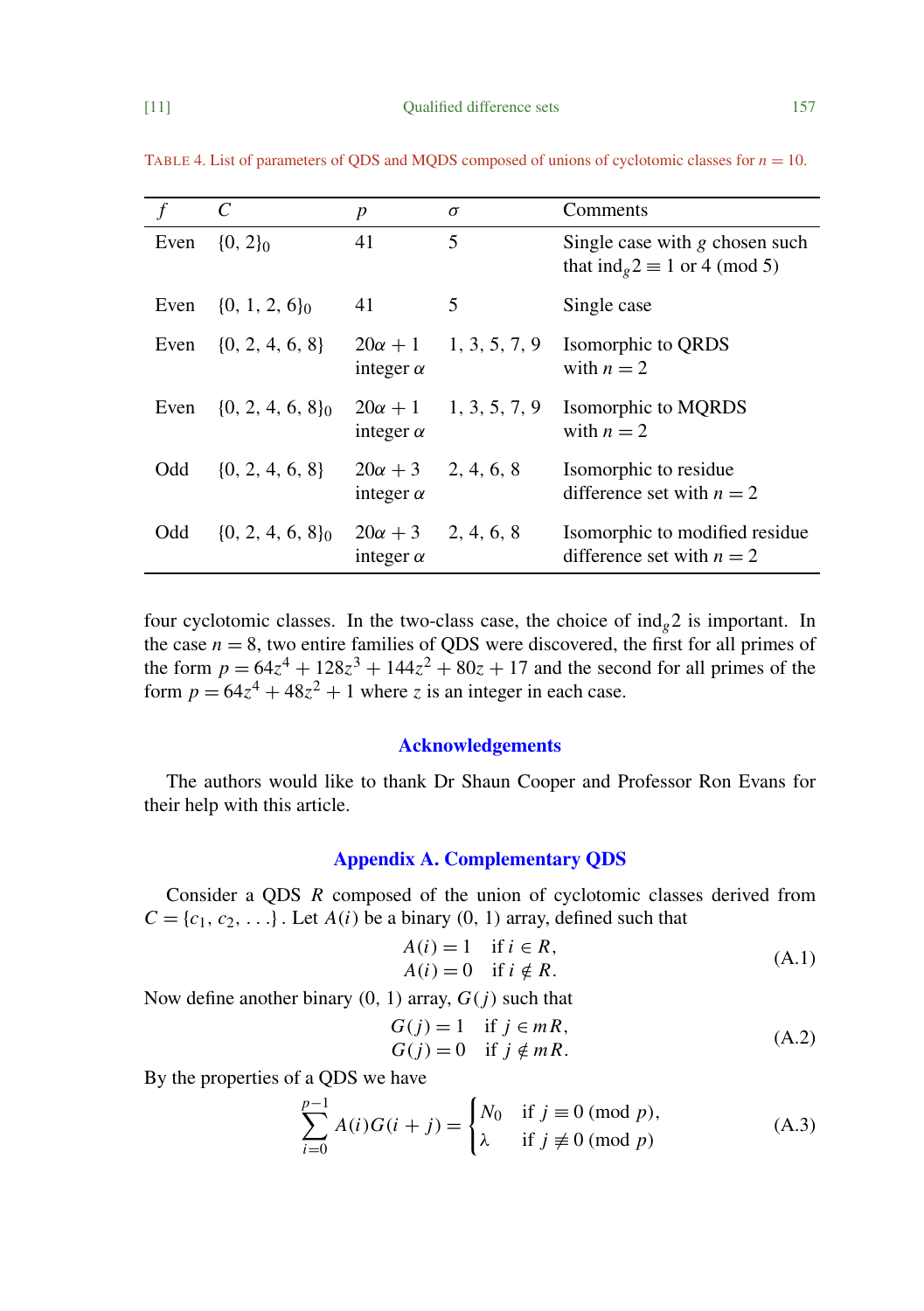TABLE 4. List of parameters of QDS and MQDS composed of unions of cyclotomic classes for $n = 10$.

| $f$ | $C$ | $p$ | $\sigma$ | Comments |
|---|---|---|---|---|
| Even | $\{0, 2\}_0$ | 41 | 5 | Single case with $g$ chosen such that $\text{ind}_g 2 \equiv 1$ or 4 (mod 5) |
| Even | $\{0, 1, 2, 6\}_0$ | 41 | 5 | Single case |
| Even | $\{0, 2, 4, 6, 8\}$ | $20\alpha + 1$ integer $\alpha$ | 1, 3, 5, 7, 9 | Isomorphic to QRDS with $n = 2$ |
| Even | $\{0, 2, 4, 6, 8\}_0$ | $20\alpha + 1$ integer $\alpha$ | 1, 3, 5, 7, 9 | Isomorphic to MQRDS with $n = 2$ |
| Odd | $\{0, 2, 4, 6, 8\}$ | $20\alpha + 3$ integer $\alpha$ | 2, 4, 6, 8 | Isomorphic to residue difference set with $n = 2$ |
| Odd | $\{0, 2, 4, 6, 8\}_0$ | $20\alpha + 3$ integer $\alpha$ | 2, 4, 6, 8 | Isomorphic to modified residue difference set with $n = 2$ |

four cyclotomic classes. In the two-class case, the choice of $\text{ind}_g 2$ is important. In the case $n = 8$, two entire families of QDS were discovered, the first for all primes of the form $p = 64z^4 + 128z^3 + 144z^2 + 80z + 17$ and the second for all primes of the form $p = 64z^4 + 48z^2 + 1$ where $z$ is an integer in each case.

## Acknowledgements

The authors would like to thank Dr Shaun Cooper and Professor Ron Evans for their help with this article.

## Appendix A. Complementary QDS

Consider a QDS $R$ composed of the union of cyclotomic classes derived from $C = \{c_1, c_2, \ldots\}$. Let $A(i)$ be a binary (0, 1) array, defined such that

$$\begin{aligned} A(i) &= 1 \quad \text{if } i \in R, \\ A(i) &= 0 \quad \text{if } i \notin R. \end{aligned} \tag{A.1}$$

Now define another binary (0, 1) array, $G(j)$ such that

$$\begin{aligned} G(j) &= 1 \quad \text{if } j \in mR, \\ G(j) &= 0 \quad \text{if } j \notin mR. \end{aligned} \tag{A.2}$$

By the properties of a QDS we have

$$\sum_{i=0}^{p-1} A(i)G(i+j) = \begin{cases} N_0 & \text{if } j \equiv 0 \pmod{p}, \\ \lambda & \text{if } j \not\equiv 0 \pmod{p} \end{cases} \tag{A.3}$$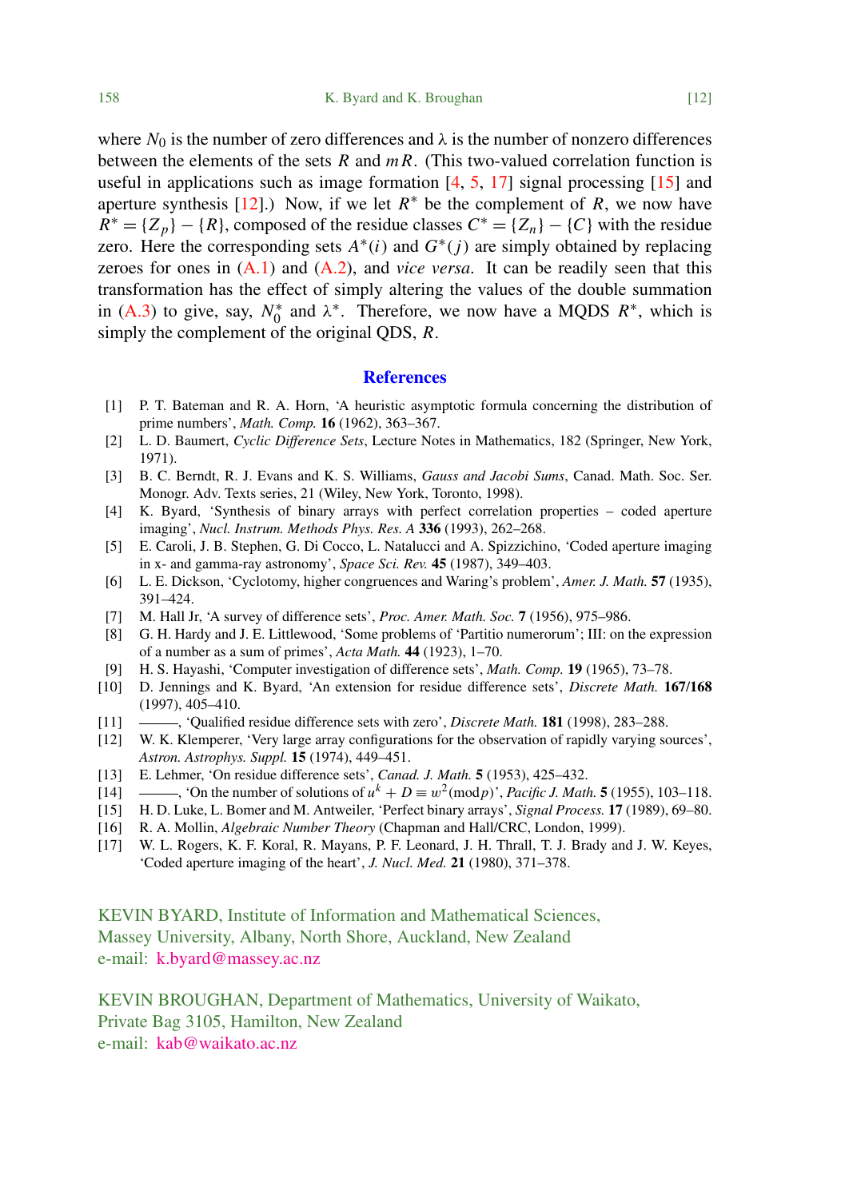where $N_0$ is the number of zero differences and $\lambda$ is the number of nonzero differences between the elements of the sets $R$ and $mR$. (This two-valued correlation function is useful in applications such as image formation [4, 5, 17] signal processing [15] and aperture synthesis [12].) Now, if we let $R^*$ be the complement of $R$, we now have $R^* = \{Z_p\} - \{R\}$, composed of the residue classes $C^* = \{Z_n\} - \{C\}$ with the residue zero. Here the corresponding sets $A^*(i)$ and $G^*(j)$ are simply obtained by replacing zeroes for ones in (A.1) and (A.2), and *vice versa*. It can be readily seen that this transformation has the effect of simply altering the values of the double summation in (A.3) to give, say, $N_0^*$ and $\lambda^*$. Therefore, we now have a MQDS $R^*$, which is simply the complement of the original QDS, $R$.

## References

[1] P. T. Bateman and R. A. Horn, 'A heuristic asymptotic formula concerning the distribution of prime numbers', *Math. Comp.* **16** (1962), 363–367.

[2] L. D. Baumert, *Cyclic Difference Sets*, Lecture Notes in Mathematics, 182 (Springer, New York, 1971).

[3] B. C. Berndt, R. J. Evans and K. S. Williams, *Gauss and Jacobi Sums*, Canad. Math. Soc. Ser. Monogr. Adv. Texts series, 21 (Wiley, New York, Toronto, 1998).

[4] K. Byard, 'Synthesis of binary arrays with perfect correlation properties – coded aperture imaging', *Nucl. Instrum. Methods Phys. Res. A* **336** (1993), 262–268.

[5] E. Caroli, J. B. Stephen, G. Di Cocco, L. Natalucci and A. Spizzichino, 'Coded aperture imaging in x- and gamma-ray astronomy', *Space Sci. Rev.* **45** (1987), 349–403.

[6] L. E. Dickson, 'Cyclotomy, higher congruences and Waring's problem', *Amer. J. Math.* **57** (1935), 391–424.

[7] M. Hall Jr, 'A survey of difference sets', *Proc. Amer. Math. Soc.* **7** (1956), 975–986.

[8] G. H. Hardy and J. E. Littlewood, 'Some problems of 'Partitio numerorum'; III: on the expression of a number as a sum of primes', *Acta Math.* **44** (1923), 1–70.

[9] H. S. Hayashi, 'Computer investigation of difference sets', *Math. Comp.* **19** (1965), 73–78.

[10] D. Jennings and K. Byard, 'An extension for residue difference sets', *Discrete Math.* **167/168** (1997), 405–410.

[11] ———, 'Qualified residue difference sets with zero', *Discrete Math.* **181** (1998), 283–288.

[12] W. K. Klemperer, 'Very large array configurations for the observation of rapidly varying sources', *Astron. Astrophys. Suppl.* **15** (1974), 449–451.

[13] E. Lehmer, 'On residue difference sets', *Canad. J. Math.* **5** (1953), 425–432.

[14] ———, 'On the number of solutions of $u^k + D \equiv w^2 (\bmod p)$', *Pacific J. Math.* **5** (1955), 103–118.

[15] H. D. Luke, L. Bomer and M. Antweiler, 'Perfect binary arrays', *Signal Process.* **17** (1989), 69–80.

[16] R. A. Mollin, *Algebraic Number Theory* (Chapman and Hall/CRC, London, 1999).

[17] W. L. Rogers, K. F. Koral, R. Mayans, P. F. Leonard, J. H. Thrall, T. J. Brady and J. W. Keyes, 'Coded aperture imaging of the heart', *J. Nucl. Med.* **21** (1980), 371–378.

KEVIN BYARD, Institute of Information and Mathematical Sciences,
Massey University, Albany, North Shore, Auckland, New Zealand
e-mail: k.byard@massey.ac.nz

KEVIN BROUGHAN, Department of Mathematics, University of Waikato,
Private Bag 3105, Hamilton, New Zealand
e-mail: kab@waikato.ac.nz